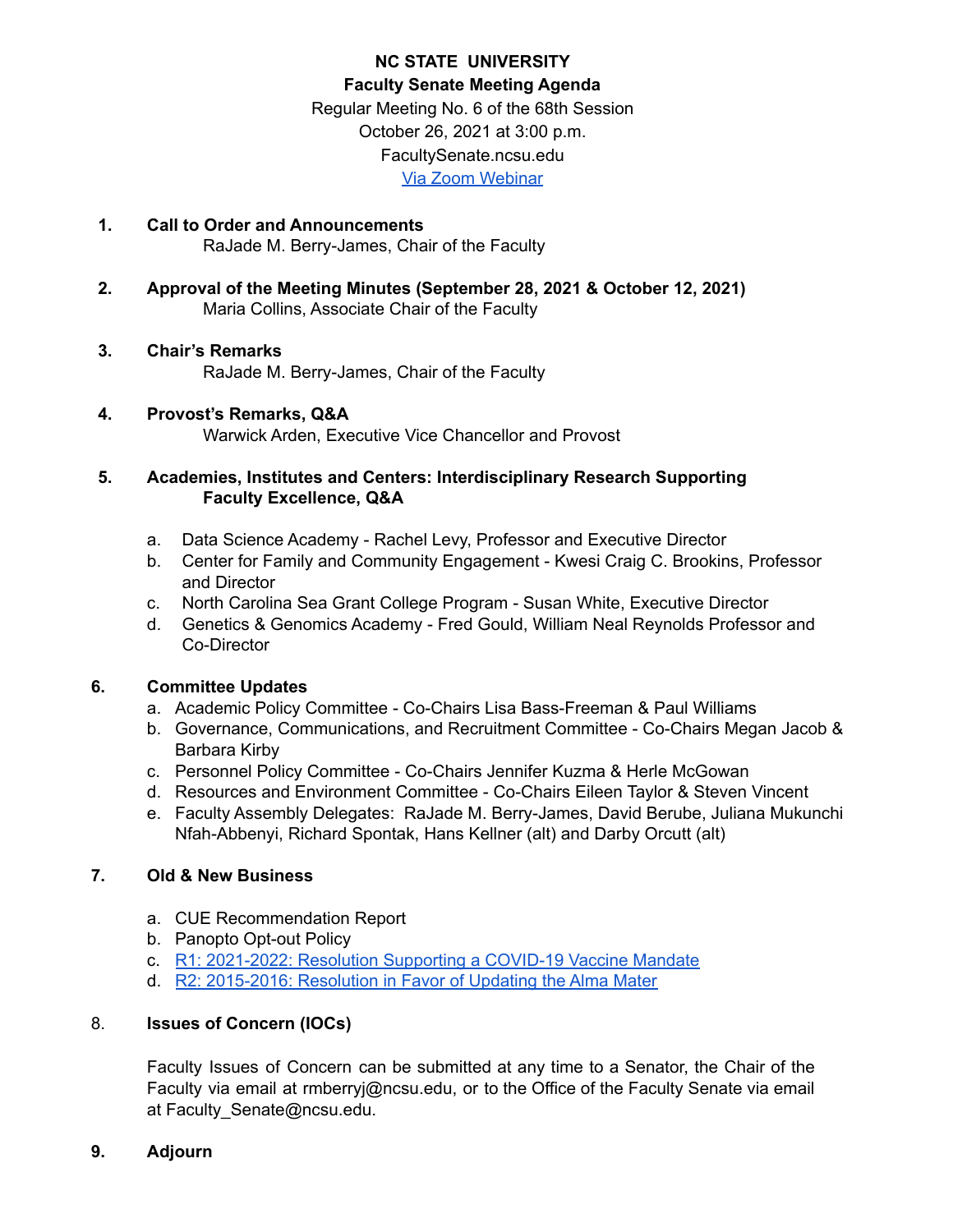# NC STATE UNIVERSITY

## Faculty Senate Meeting Agenda

Regular Meeting No. 6 of the 68th Session
October 26, 2021 at 3:00 p.m.
FacultySenate.ncsu.edu
[Via Zoom Webinar]

1. **Call to Order and Announcements**
   RaJade M. Berry-James, Chair of the Faculty

2. **Approval of the Meeting Minutes (September 28, 2021 & October 12, 2021)**
   Maria Collins, Associate Chair of the Faculty

3. **Chair's Remarks**
   RaJade M. Berry-James, Chair of the Faculty

4. **Provost's Remarks, Q&A**
   Warwick Arden, Executive Vice Chancellor and Provost

5. **Academies, Institutes and Centers: Interdisciplinary Research Supporting Faculty Excellence, Q&A**
   a. Data Science Academy - Rachel Levy, Professor and Executive Director
   b. Center for Family and Community Engagement - Kwesi Craig C. Brookins, Professor and Director
   c. North Carolina Sea Grant College Program - Susan White, Executive Director
   d. Genetics & Genomics Academy - Fred Gould, William Neal Reynolds Professor and Co-Director

6. **Committee Updates**
   a. Academic Policy Committee - Co-Chairs Lisa Bass-Freeman & Paul Williams
   b. Governance, Communications, and Recruitment Committee - Co-Chairs Megan Jacob & Barbara Kirby
   c. Personnel Policy Committee - Co-Chairs Jennifer Kuzma & Herle McGowan
   d. Resources and Environment Committee - Co-Chairs Eileen Taylor & Steven Vincent
   e. Faculty Assembly Delegates: RaJade M. Berry-James, David Berube, Juliana Mukunchi Nfah-Abbenyi, Richard Spontak, Hans Kellner (alt) and Darby Orcutt (alt)

7. **Old & New Business**
   a. CUE Recommendation Report
   b. Panopto Opt-out Policy
   c. [R1: 2021-2022: Resolution Supporting a COVID-19 Vaccine Mandate]
   d. [R2: 2015-2016: Resolution in Favor of Updating the Alma Mater]

8. **Issues of Concern (IOCs)**

   Faculty Issues of Concern can be submitted at any time to a Senator, the Chair of the Faculty via email at rmberryj@ncsu.edu, or to the Office of the Faculty Senate via email at Faculty_Senate@ncsu.edu.

9. **Adjourn**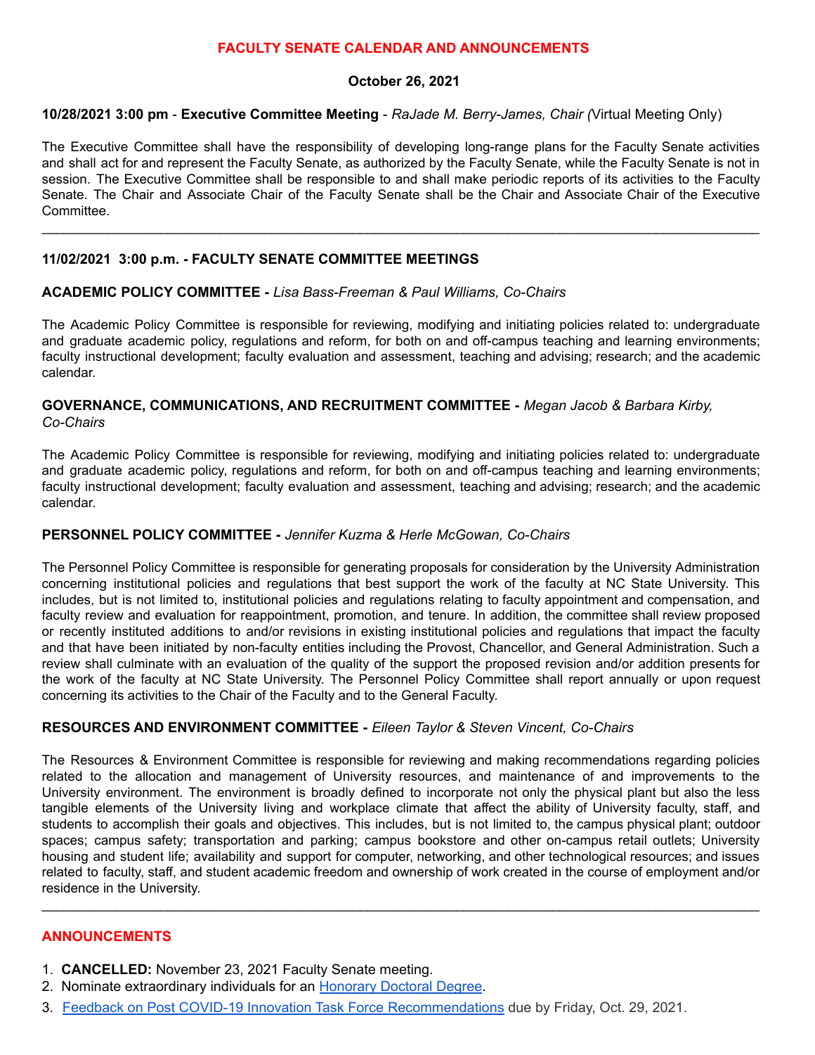## FACULTY SENATE CALENDAR AND ANNOUNCEMENTS

**October 26, 2021**

**10/28/2021 3:00 pm** - **Executive Committee Meeting** - *RaJade M. Berry-James, Chair (*Virtual Meeting Only)

The Executive Committee shall have the responsibility of developing long-range plans for the Faculty Senate activities and shall act for and represent the Faculty Senate, as authorized by the Faculty Senate, while the Faculty Senate is not in session. The Executive Committee shall be responsible to and shall make periodic reports of its activities to the Faculty Senate. The Chair and Associate Chair of the Faculty Senate shall be the Chair and Associate Chair of the Executive Committee.

---

**11/02/2021 3:00 p.m. - FACULTY SENATE COMMITTEE MEETINGS**

**ACADEMIC POLICY COMMITTEE -** *Lisa Bass-Freeman & Paul Williams, Co-Chairs*

The Academic Policy Committee is responsible for reviewing, modifying and initiating policies related to: undergraduate and graduate academic policy, regulations and reform, for both on and off-campus teaching and learning environments; faculty instructional development; faculty evaluation and assessment, teaching and advising; research; and the academic calendar.

**GOVERNANCE, COMMUNICATIONS, AND RECRUITMENT COMMITTEE -** *Megan Jacob & Barbara Kirby, Co-Chairs*

The Academic Policy Committee is responsible for reviewing, modifying and initiating policies related to: undergraduate and graduate academic policy, regulations and reform, for both on and off-campus teaching and learning environments; faculty instructional development; faculty evaluation and assessment, teaching and advising; research; and the academic calendar.

**PERSONNEL POLICY COMMITTEE -** *Jennifer Kuzma & Herle McGowan, Co-Chairs*

The Personnel Policy Committee is responsible for generating proposals for consideration by the University Administration concerning institutional policies and regulations that best support the work of the faculty at NC State University. This includes, but is not limited to, institutional policies and regulations relating to faculty appointment and compensation, and faculty review and evaluation for reappointment, promotion, and tenure. In addition, the committee shall review proposed or recently instituted additions to and/or revisions in existing institutional policies and regulations that impact the faculty and that have been initiated by non-faculty entities including the Provost, Chancellor, and General Administration. Such a review shall culminate with an evaluation of the quality of the support the proposed revision and/or addition presents for the work of the faculty at NC State University. The Personnel Policy Committee shall report annually or upon request concerning its activities to the Chair of the Faculty and to the General Faculty.

**RESOURCES AND ENVIRONMENT COMMITTEE -** *Eileen Taylor & Steven Vincent, Co-Chairs*

The Resources & Environment Committee is responsible for reviewing and making recommendations regarding policies related to the allocation and management of University resources, and maintenance of and improvements to the University environment. The environment is broadly defined to incorporate not only the physical plant but also the less tangible elements of the University living and workplace climate that affect the ability of University faculty, staff, and students to accomplish their goals and objectives. This includes, but is not limited to, the campus physical plant; outdoor spaces; campus safety; transportation and parking; campus bookstore and other on-campus retail outlets; University housing and student life; availability and support for computer, networking, and other technological resources; and issues related to faculty, staff, and student academic freedom and ownership of work created in the course of employment and/or residence in the University.

---

## ANNOUNCEMENTS

1. **CANCELLED:** November 23, 2021 Faculty Senate meeting.
2. Nominate extraordinary individuals for an Honorary Doctoral Degree.
3. Feedback on Post COVID-19 Innovation Task Force Recommendations due by Friday, Oct. 29, 2021.